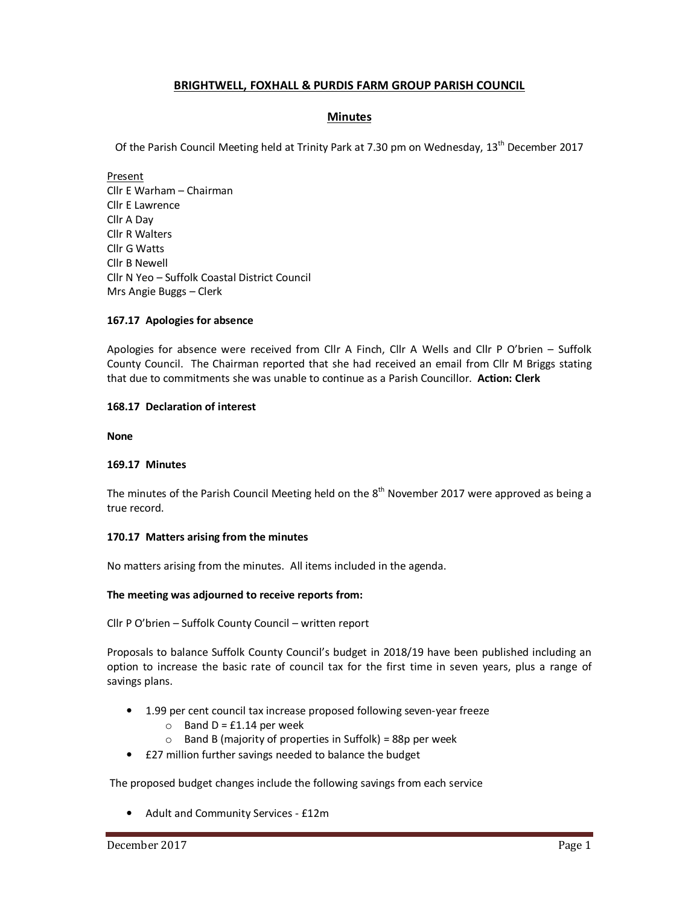# BRIGHTWELL, FOXHALL & PURDIS FARM GROUP PARISH COUNCIL

## Minutes

Of the Parish Council Meeting held at Trinity Park at 7.30 pm on Wednesday, 13th December 2017

Present
Cllr E Warham – Chairman
Cllr E Lawrence
Cllr A Day
Cllr R Walters
Cllr G Watts
Cllr B Newell
Cllr N Yeo – Suffolk Coastal District Council
Mrs Angie Buggs – Clerk

### 167.17 Apologies for absence

Apologies for absence were received from Cllr A Finch, Cllr A Wells and Cllr P O'brien – Suffolk County Council. The Chairman reported that she had received an email from Cllr M Briggs stating that due to commitments she was unable to continue as a Parish Councillor. **Action: Clerk**

### 168.17 Declaration of interest

**None**

### 169.17 Minutes

The minutes of the Parish Council Meeting held on the 8th November 2017 were approved as being a true record.

### 170.17 Matters arising from the minutes

No matters arising from the minutes. All items included in the agenda.

**The meeting was adjourned to receive reports from:**

Cllr P O'brien – Suffolk County Council – written report

Proposals to balance Suffolk County Council's budget in 2018/19 have been published including an option to increase the basic rate of council tax for the first time in seven years, plus a range of savings plans.

- 1.99 per cent council tax increase proposed following seven-year freeze
  - Band D = £1.14 per week
  - Band B (majority of properties in Suffolk) = 88p per week
- £27 million further savings needed to balance the budget

The proposed budget changes include the following savings from each service

- Adult and Community Services - £12m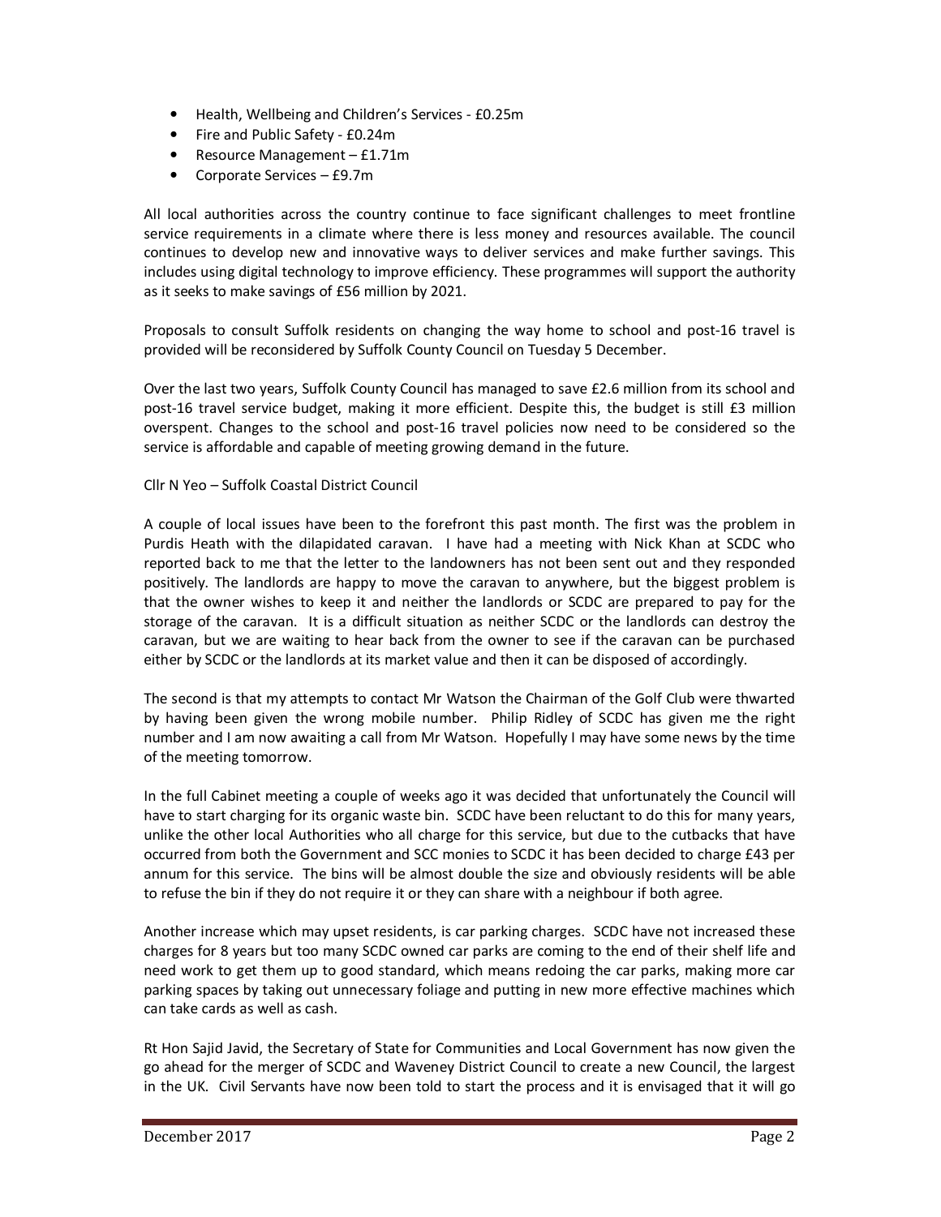- Health, Wellbeing and Children's Services - £0.25m
- Fire and Public Safety - £0.24m
- Resource Management – £1.71m
- Corporate Services – £9.7m

All local authorities across the country continue to face significant challenges to meet frontline service requirements in a climate where there is less money and resources available. The council continues to develop new and innovative ways to deliver services and make further savings. This includes using digital technology to improve efficiency. These programmes will support the authority as it seeks to make savings of £56 million by 2021.

Proposals to consult Suffolk residents on changing the way home to school and post-16 travel is provided will be reconsidered by Suffolk County Council on Tuesday 5 December.

Over the last two years, Suffolk County Council has managed to save £2.6 million from its school and post-16 travel service budget, making it more efficient. Despite this, the budget is still £3 million overspent. Changes to the school and post-16 travel policies now need to be considered so the service is affordable and capable of meeting growing demand in the future.

Cllr N Yeo – Suffolk Coastal District Council

A couple of local issues have been to the forefront this past month. The first was the problem in Purdis Heath with the dilapidated caravan. I have had a meeting with Nick Khan at SCDC who reported back to me that the letter to the landowners has not been sent out and they responded positively. The landlords are happy to move the caravan to anywhere, but the biggest problem is that the owner wishes to keep it and neither the landlords or SCDC are prepared to pay for the storage of the caravan. It is a difficult situation as neither SCDC or the landlords can destroy the caravan, but we are waiting to hear back from the owner to see if the caravan can be purchased either by SCDC or the landlords at its market value and then it can be disposed of accordingly.

The second is that my attempts to contact Mr Watson the Chairman of the Golf Club were thwarted by having been given the wrong mobile number. Philip Ridley of SCDC has given me the right number and I am now awaiting a call from Mr Watson. Hopefully I may have some news by the time of the meeting tomorrow.

In the full Cabinet meeting a couple of weeks ago it was decided that unfortunately the Council will have to start charging for its organic waste bin. SCDC have been reluctant to do this for many years, unlike the other local Authorities who all charge for this service, but due to the cutbacks that have occurred from both the Government and SCC monies to SCDC it has been decided to charge £43 per annum for this service. The bins will be almost double the size and obviously residents will be able to refuse the bin if they do not require it or they can share with a neighbour if both agree.

Another increase which may upset residents, is car parking charges. SCDC have not increased these charges for 8 years but too many SCDC owned car parks are coming to the end of their shelf life and need work to get them up to good standard, which means redoing the car parks, making more car parking spaces by taking out unnecessary foliage and putting in new more effective machines which can take cards as well as cash.

Rt Hon Sajid Javid, the Secretary of State for Communities and Local Government has now given the go ahead for the merger of SCDC and Waveney District Council to create a new Council, the largest in the UK. Civil Servants have now been told to start the process and it is envisaged that it will go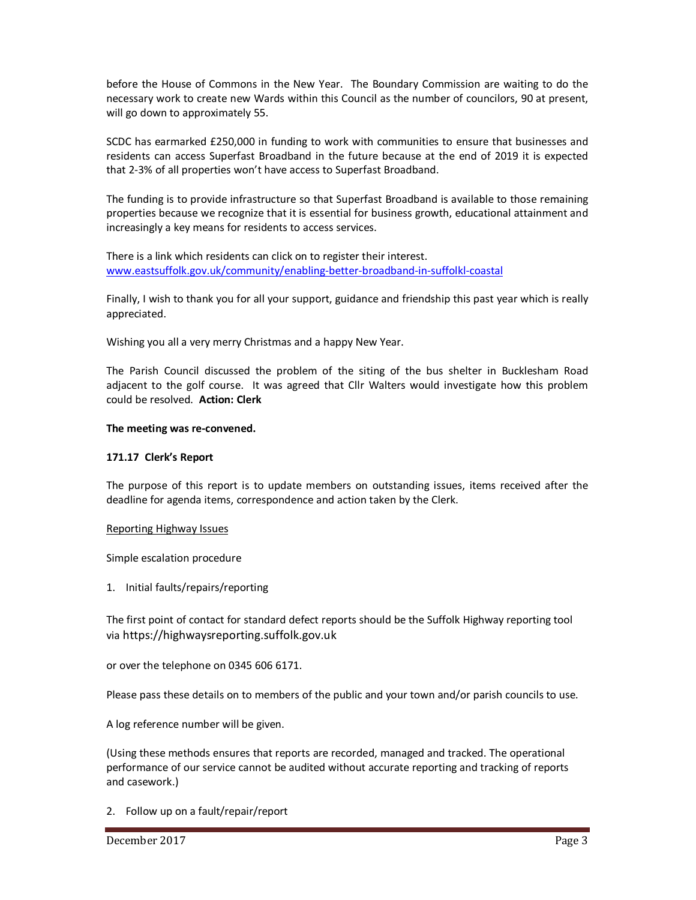before the House of Commons in the New Year. The Boundary Commission are waiting to do the necessary work to create new Wards within this Council as the number of councilors, 90 at present, will go down to approximately 55.

SCDC has earmarked £250,000 in funding to work with communities to ensure that businesses and residents can access Superfast Broadband in the future because at the end of 2019 it is expected that 2-3% of all properties won't have access to Superfast Broadband.

The funding is to provide infrastructure so that Superfast Broadband is available to those remaining properties because we recognize that it is essential for business growth, educational attainment and increasingly a key means for residents to access services.

There is a link which residents can click on to register their interest.
www.eastsuffolk.gov.uk/community/enabling-better-broadband-in-suffolkl-coastal

Finally, I wish to thank you for all your support, guidance and friendship this past year which is really appreciated.

Wishing you all a very merry Christmas and a happy New Year.

The Parish Council discussed the problem of the siting of the bus shelter in Bucklesham Road adjacent to the golf course. It was agreed that Cllr Walters would investigate how this problem could be resolved. **Action: Clerk**

**The meeting was re-convened.**

**171.17 Clerk's Report**

The purpose of this report is to update members on outstanding issues, items received after the deadline for agenda items, correspondence and action taken by the Clerk.

Reporting Highway Issues

Simple escalation procedure

1. Initial faults/repairs/reporting

The first point of contact for standard defect reports should be the Suffolk Highway reporting tool via https://highwaysreporting.suffolk.gov.uk

or over the telephone on 0345 606 6171.

Please pass these details on to members of the public and your town and/or parish councils to use.

A log reference number will be given.

(Using these methods ensures that reports are recorded, managed and tracked. The operational performance of our service cannot be audited without accurate reporting and tracking of reports and casework.)

2. Follow up on a fault/repair/report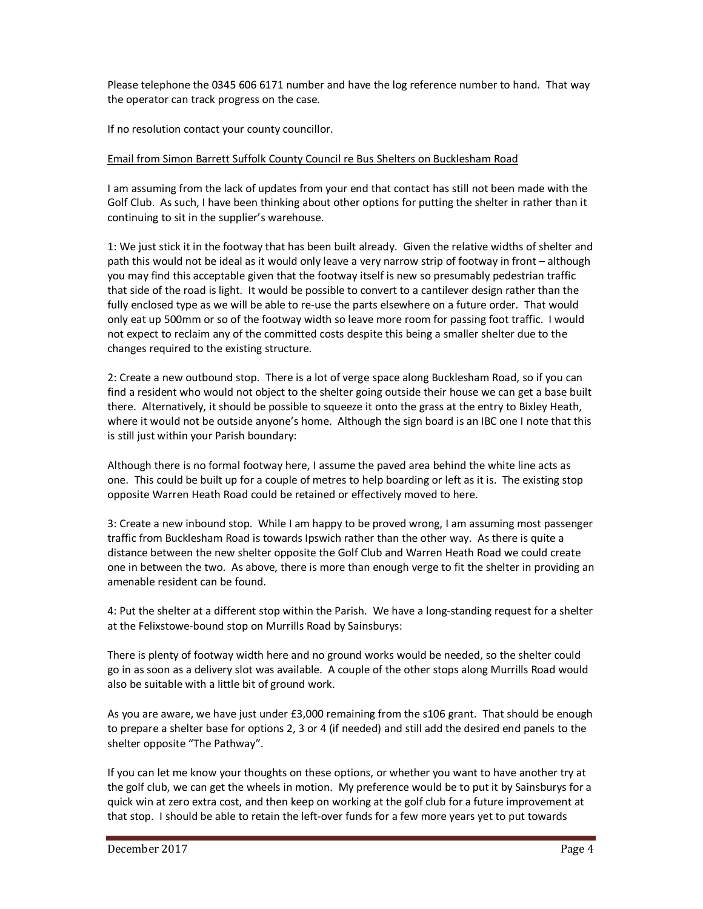Please telephone the 0345 606 6171 number and have the log reference number to hand. That way the operator can track progress on the case.

If no resolution contact your county councillor.

Email from Simon Barrett Suffolk County Council re Bus Shelters on Bucklesham Road

I am assuming from the lack of updates from your end that contact has still not been made with the Golf Club. As such, I have been thinking about other options for putting the shelter in rather than it continuing to sit in the supplier's warehouse.

1: We just stick it in the footway that has been built already. Given the relative widths of shelter and path this would not be ideal as it would only leave a very narrow strip of footway in front – although you may find this acceptable given that the footway itself is new so presumably pedestrian traffic that side of the road is light. It would be possible to convert to a cantilever design rather than the fully enclosed type as we will be able to re-use the parts elsewhere on a future order. That would only eat up 500mm or so of the footway width so leave more room for passing foot traffic. I would not expect to reclaim any of the committed costs despite this being a smaller shelter due to the changes required to the existing structure.

2: Create a new outbound stop. There is a lot of verge space along Bucklesham Road, so if you can find a resident who would not object to the shelter going outside their house we can get a base built there. Alternatively, it should be possible to squeeze it onto the grass at the entry to Bixley Heath, where it would not be outside anyone's home. Although the sign board is an IBC one I note that this is still just within your Parish boundary:

Although there is no formal footway here, I assume the paved area behind the white line acts as one. This could be built up for a couple of metres to help boarding or left as it is. The existing stop opposite Warren Heath Road could be retained or effectively moved to here.

3: Create a new inbound stop. While I am happy to be proved wrong, I am assuming most passenger traffic from Bucklesham Road is towards Ipswich rather than the other way. As there is quite a distance between the new shelter opposite the Golf Club and Warren Heath Road we could create one in between the two. As above, there is more than enough verge to fit the shelter in providing an amenable resident can be found.

4: Put the shelter at a different stop within the Parish. We have a long-standing request for a shelter at the Felixstowe-bound stop on Murrills Road by Sainsburys:

There is plenty of footway width here and no ground works would be needed, so the shelter could go in as soon as a delivery slot was available. A couple of the other stops along Murrills Road would also be suitable with a little bit of ground work.

As you are aware, we have just under £3,000 remaining from the s106 grant. That should be enough to prepare a shelter base for options 2, 3 or 4 (if needed) and still add the desired end panels to the shelter opposite "The Pathway".

If you can let me know your thoughts on these options, or whether you want to have another try at the golf club, we can get the wheels in motion. My preference would be to put it by Sainsburys for a quick win at zero extra cost, and then keep on working at the golf club for a future improvement at that stop. I should be able to retain the left-over funds for a few more years yet to put towards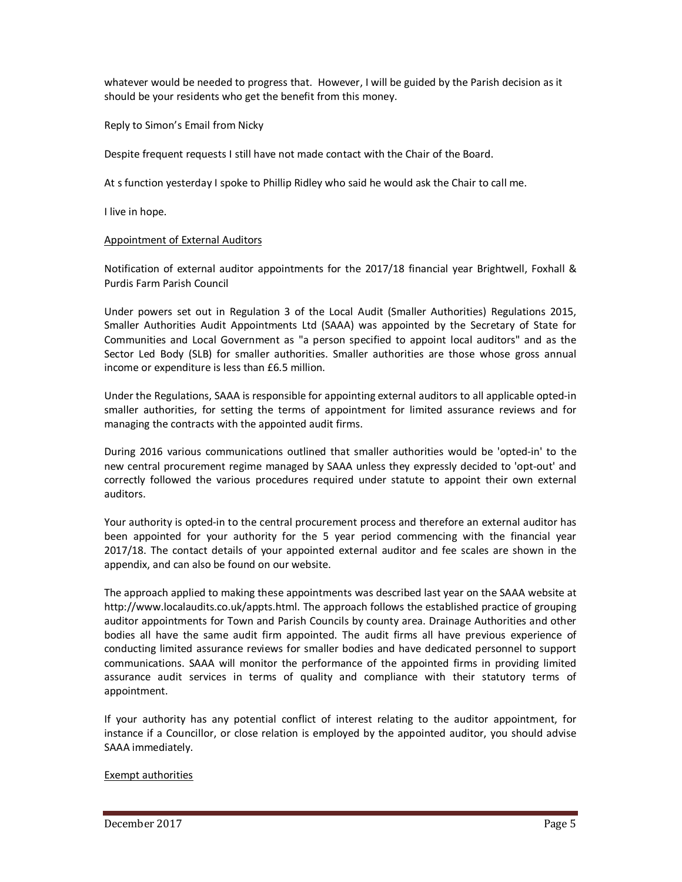whatever would be needed to progress that. However, I will be guided by the Parish decision as it should be your residents who get the benefit from this money.

Reply to Simon's Email from Nicky

Despite frequent requests I still have not made contact with the Chair of the Board.

At s function yesterday I spoke to Phillip Ridley who said he would ask the Chair to call me.

I live in hope.

Appointment of External Auditors

Notification of external auditor appointments for the 2017/18 financial year Brightwell, Foxhall & Purdis Farm Parish Council

Under powers set out in Regulation 3 of the Local Audit (Smaller Authorities) Regulations 2015, Smaller Authorities Audit Appointments Ltd (SAAA) was appointed by the Secretary of State for Communities and Local Government as "a person specified to appoint local auditors" and as the Sector Led Body (SLB) for smaller authorities. Smaller authorities are those whose gross annual income or expenditure is less than £6.5 million.

Under the Regulations, SAAA is responsible for appointing external auditors to all applicable opted-in smaller authorities, for setting the terms of appointment for limited assurance reviews and for managing the contracts with the appointed audit firms.

During 2016 various communications outlined that smaller authorities would be 'opted-in' to the new central procurement regime managed by SAAA unless they expressly decided to 'opt-out' and correctly followed the various procedures required under statute to appoint their own external auditors.

Your authority is opted-in to the central procurement process and therefore an external auditor has been appointed for your authority for the 5 year period commencing with the financial year 2017/18. The contact details of your appointed external auditor and fee scales are shown in the appendix, and can also be found on our website.

The approach applied to making these appointments was described last year on the SAAA website at http://www.localaudits.co.uk/appts.html. The approach follows the established practice of grouping auditor appointments for Town and Parish Councils by county area. Drainage Authorities and other bodies all have the same audit firm appointed. The audit firms all have previous experience of conducting limited assurance reviews for smaller bodies and have dedicated personnel to support communications. SAAA will monitor the performance of the appointed firms in providing limited assurance audit services in terms of quality and compliance with their statutory terms of appointment.

If your authority has any potential conflict of interest relating to the auditor appointment, for instance if a Councillor, or close relation is employed by the appointed auditor, you should advise SAAA immediately.

Exempt authorities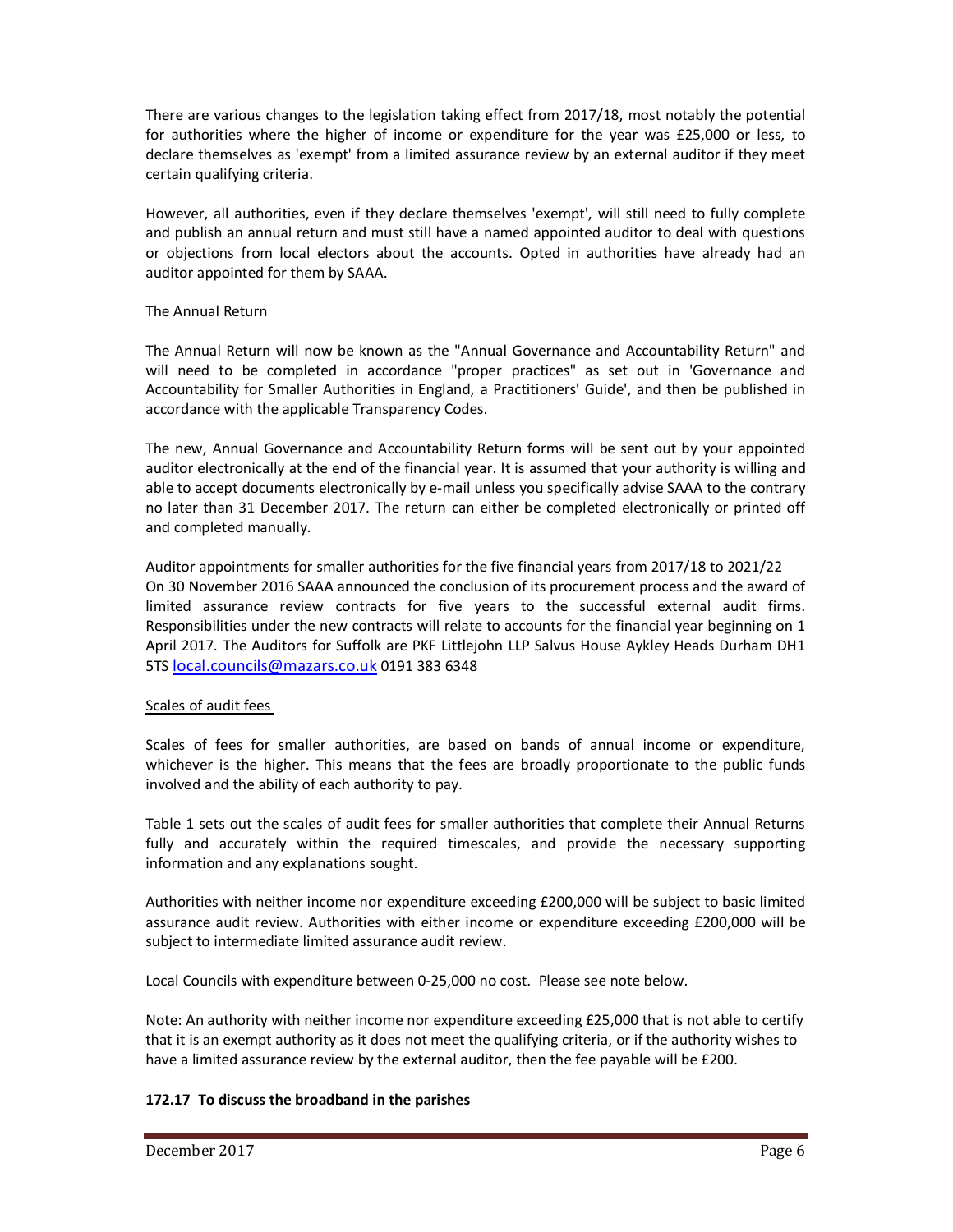There are various changes to the legislation taking effect from 2017/18, most notably the potential for authorities where the higher of income or expenditure for the year was £25,000 or less, to declare themselves as 'exempt' from a limited assurance review by an external auditor if they meet certain qualifying criteria.

However, all authorities, even if they declare themselves 'exempt', will still need to fully complete and publish an annual return and must still have a named appointed auditor to deal with questions or objections from local electors about the accounts. Opted in authorities have already had an auditor appointed for them by SAAA.

The Annual Return

The Annual Return will now be known as the "Annual Governance and Accountability Return" and will need to be completed in accordance "proper practices" as set out in 'Governance and Accountability for Smaller Authorities in England, a Practitioners' Guide', and then be published in accordance with the applicable Transparency Codes.

The new, Annual Governance and Accountability Return forms will be sent out by your appointed auditor electronically at the end of the financial year. It is assumed that your authority is willing and able to accept documents electronically by e-mail unless you specifically advise SAAA to the contrary no later than 31 December 2017. The return can either be completed electronically or printed off and completed manually.

Auditor appointments for smaller authorities for the five financial years from 2017/18 to 2021/22
On 30 November 2016 SAAA announced the conclusion of its procurement process and the award of limited assurance review contracts for five years to the successful external audit firms. Responsibilities under the new contracts will relate to accounts for the financial year beginning on 1 April 2017. The Auditors for Suffolk are PKF Littlejohn LLP Salvus House Aykley Heads Durham DH1 5TS local.councils@mazars.co.uk 0191 383 6348

Scales of audit fees

Scales of fees for smaller authorities, are based on bands of annual income or expenditure, whichever is the higher. This means that the fees are broadly proportionate to the public funds involved and the ability of each authority to pay.

Table 1 sets out the scales of audit fees for smaller authorities that complete their Annual Returns fully and accurately within the required timescales, and provide the necessary supporting information and any explanations sought.

Authorities with neither income nor expenditure exceeding £200,000 will be subject to basic limited assurance audit review. Authorities with either income or expenditure exceeding £200,000 will be subject to intermediate limited assurance audit review.

Local Councils with expenditure between 0-25,000 no cost. Please see note below.

Note: An authority with neither income nor expenditure exceeding £25,000 that is not able to certify that it is an exempt authority as it does not meet the qualifying criteria, or if the authority wishes to have a limited assurance review by the external auditor, then the fee payable will be £200.

**172.17 To discuss the broadband in the parishes**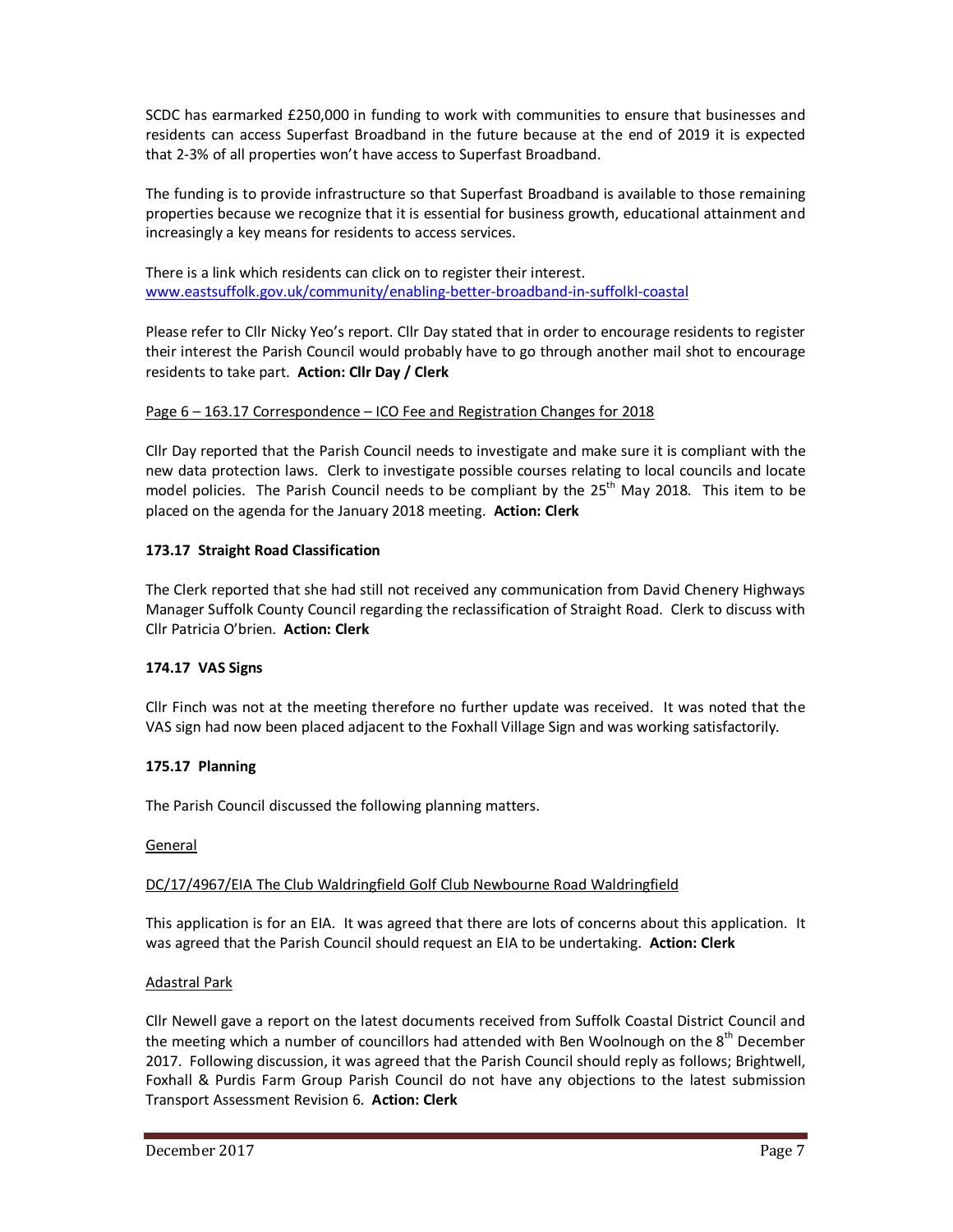SCDC has earmarked £250,000 in funding to work with communities to ensure that businesses and residents can access Superfast Broadband in the future because at the end of 2019 it is expected that 2-3% of all properties won't have access to Superfast Broadband.

The funding is to provide infrastructure so that Superfast Broadband is available to those remaining properties because we recognize that it is essential for business growth, educational attainment and increasingly a key means for residents to access services.

There is a link which residents can click on to register their interest.
www.eastsuffolk.gov.uk/community/enabling-better-broadband-in-suffolkl-coastal

Please refer to Cllr Nicky Yeo's report. Cllr Day stated that in order to encourage residents to register their interest the Parish Council would probably have to go through another mail shot to encourage residents to take part. **Action: Cllr Day / Clerk**

Page 6 – 163.17 Correspondence – ICO Fee and Registration Changes for 2018

Cllr Day reported that the Parish Council needs to investigate and make sure it is compliant with the new data protection laws. Clerk to investigate possible courses relating to local councils and locate model policies. The Parish Council needs to be compliant by the 25th May 2018. This item to be placed on the agenda for the January 2018 meeting. **Action: Clerk**

**173.17 Straight Road Classification**

The Clerk reported that she had still not received any communication from David Chenery Highways Manager Suffolk County Council regarding the reclassification of Straight Road. Clerk to discuss with Cllr Patricia O'brien. **Action: Clerk**

**174.17 VAS Signs**

Cllr Finch was not at the meeting therefore no further update was received. It was noted that the VAS sign had now been placed adjacent to the Foxhall Village Sign and was working satisfactorily.

**175.17 Planning**

The Parish Council discussed the following planning matters.

General

DC/17/4967/EIA The Club Waldringfield Golf Club Newbourne Road Waldringfield

This application is for an EIA. It was agreed that there are lots of concerns about this application. It was agreed that the Parish Council should request an EIA to be undertaking. **Action: Clerk**

Adastral Park

Cllr Newell gave a report on the latest documents received from Suffolk Coastal District Council and the meeting which a number of councillors had attended with Ben Woolnough on the 8th December 2017. Following discussion, it was agreed that the Parish Council should reply as follows; Brightwell, Foxhall & Purdis Farm Group Parish Council do not have any objections to the latest submission Transport Assessment Revision 6. **Action: Clerk**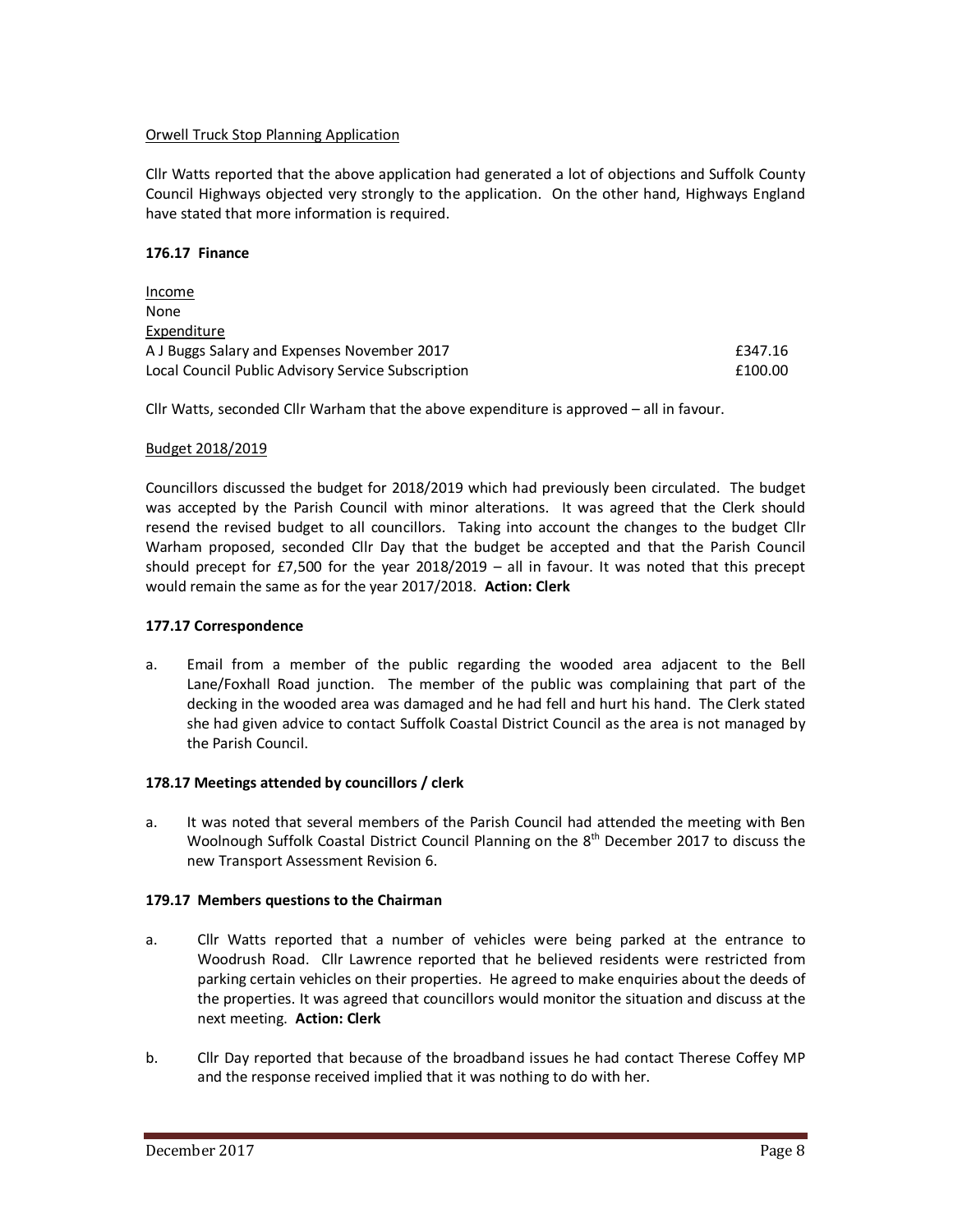Orwell Truck Stop Planning Application

Cllr Watts reported that the above application had generated a lot of objections and Suffolk County Council Highways objected very strongly to the application. On the other hand, Highways England have stated that more information is required.

**176.17 Finance**

Income
None
Expenditure

| | |
|---|---|
| A J Buggs Salary and Expenses November 2017 | £347.16 |
| Local Council Public Advisory Service Subscription | £100.00 |

Cllr Watts, seconded Cllr Warham that the above expenditure is approved – all in favour.

Budget 2018/2019

Councillors discussed the budget for 2018/2019 which had previously been circulated. The budget was accepted by the Parish Council with minor alterations. It was agreed that the Clerk should resend the revised budget to all councillors. Taking into account the changes to the budget Cllr Warham proposed, seconded Cllr Day that the budget be accepted and that the Parish Council should precept for £7,500 for the year 2018/2019 – all in favour. It was noted that this precept would remain the same as for the year 2017/2018. **Action: Clerk**

**177.17 Correspondence**

a. Email from a member of the public regarding the wooded area adjacent to the Bell Lane/Foxhall Road junction. The member of the public was complaining that part of the decking in the wooded area was damaged and he had fell and hurt his hand. The Clerk stated she had given advice to contact Suffolk Coastal District Council as the area is not managed by the Parish Council.

**178.17 Meetings attended by councillors / clerk**

a. It was noted that several members of the Parish Council had attended the meeting with Ben Woolnough Suffolk Coastal District Council Planning on the 8th December 2017 to discuss the new Transport Assessment Revision 6.

**179.17 Members questions to the Chairman**

a. Cllr Watts reported that a number of vehicles were being parked at the entrance to Woodrush Road. Cllr Lawrence reported that he believed residents were restricted from parking certain vehicles on their properties. He agreed to make enquiries about the deeds of the properties. It was agreed that councillors would monitor the situation and discuss at the next meeting. **Action: Clerk**

b. Cllr Day reported that because of the broadband issues he had contact Therese Coffey MP and the response received implied that it was nothing to do with her.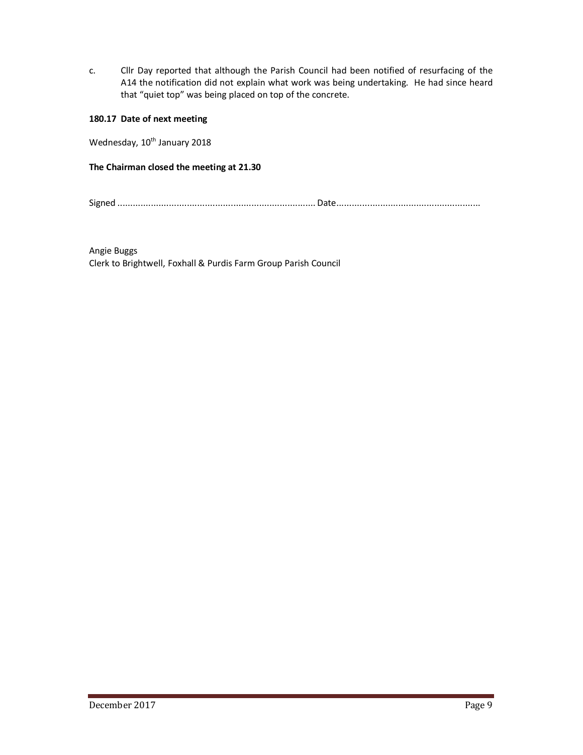c. Cllr Day reported that although the Parish Council had been notified of resurfacing of the A14 the notification did not explain what work was being undertaking. He had since heard that "quiet top" was being placed on top of the concrete.

**180.17 Date of next meeting**

Wednesday, 10th January 2018

**The Chairman closed the meeting at 21.30**

Signed ............................................................................ Date.......................................................

Angie Buggs
Clerk to Brightwell, Foxhall & Purdis Farm Group Parish Council